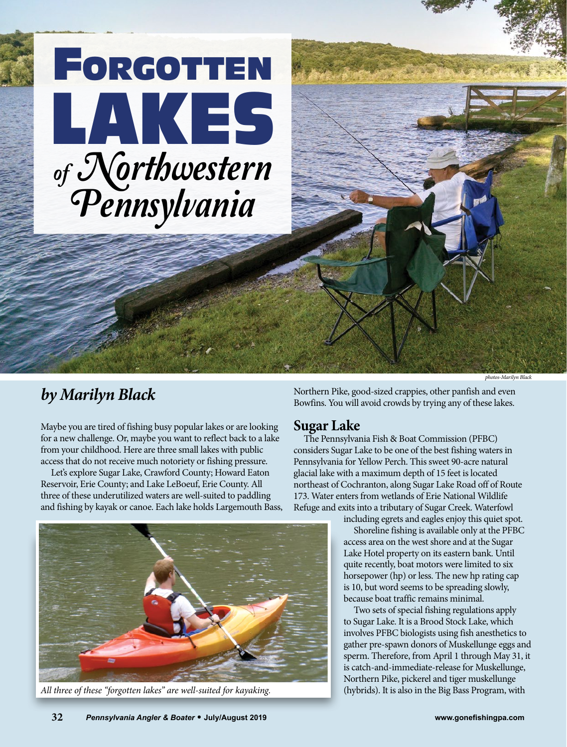# Forgotten Lakes of Northwestern Pennsylvania

photos-Marilyn Black

*by Marilyn Black*

Maybe you are tired of fishing busy popular lakes or are looking for a new challenge. Or, maybe you want to reflect back to a lake from your childhood. Here are three small lakes with public access that do not receive much notoriety or fishing pressure.

Let's explore Sugar Lake, Crawford County; Howard Eaton Reservoir, Erie County; and Lake LeBoeuf, Erie County. All three of these underutilized waters are well-suited to paddling and fishing by kayak or canoe. Each lake holds Largemouth Bass, Northern Pike, good-sized crappies, other panfish and even Bowfins. You will avoid crowds by trying any of these lakes.

*All three of these "forgotten lakes" are well-suited for kayaking.*

## Sugar Lake

The Pennsylvania Fish & Boat Commission (PFBC) considers Sugar Lake to be one of the best fishing waters in Pennsylvania for Yellow Perch. This sweet 90-acre natural glacial lake with a maximum depth of 15 feet is located northeast of Cochranton, along Sugar Lake Road off of Route 173. Water enters from wetlands of Erie National Wildlife Refuge and exits into a tributary of Sugar Creek. Waterfowl including egrets and eagles enjoy this quiet spot.

Shoreline fishing is available only at the PFBC access area on the west shore and at the Sugar Lake Hotel property on its eastern bank. Until quite recently, boat motors were limited to six horsepower (hp) or less. The new hp rating cap is 10, but word seems to be spreading slowly, because boat traffic remains minimal.

Two sets of special fishing regulations apply to Sugar Lake. It is a Brood Stock Lake, which involves PFBC biologists using fish anesthetics to gather pre-spawn donors of Muskellunge eggs and sperm. Therefore, from April 1 through May 31, it is catch-and-immediate-release for Muskellunge, Northern Pike, pickerel and tiger muskellunge (hybrids). It is also in the Big Bass Program, with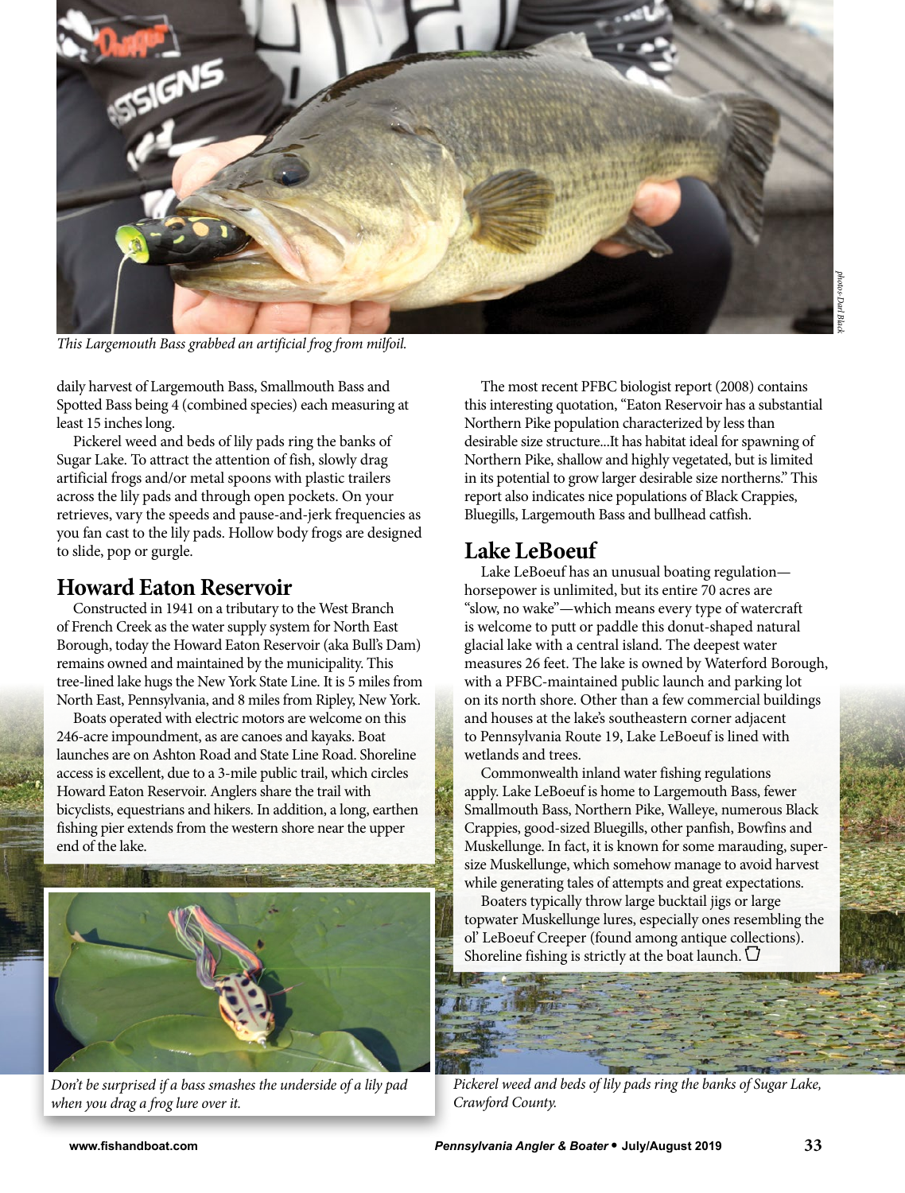This Largemouth Bass grabbed an artificial frog from milfoil.

daily harvest of Largemouth Bass, Smallmouth Bass and Spotted Bass being 4 (combined species) each measuring at least 15 inches long.

Pickerel weed and beds of lily pads ring the banks of Sugar Lake. To attract the attention of fish, slowly drag artificial frogs and/or metal spoons with plastic trailers across the lily pads and through open pockets. On your retrieves, vary the speeds and pause-and-jerk frequencies as you fan cast to the lily pads. Hollow body frogs are designed to slide, pop or gurgle.

## Howard Eaton Reservoir

Constructed in 1941 on a tributary to the West Branch of French Creek as the water supply system for North East Borough, today the Howard Eaton Reservoir (aka Bull's Dam) remains owned and maintained by the municipality. This tree-lined lake hugs the New York State Line. It is 5 miles from North East, Pennsylvania, and 8 miles from Ripley, New York.

Boats operated with electric motors are welcome on this 246-acre impoundment, as are canoes and kayaks. Boat launches are on Ashton Road and State Line Road. Shoreline access is excellent, due to a 3-mile public trail, which circles Howard Eaton Reservoir. Anglers share the trail with bicyclists, equestrians and hikers. In addition, a long, earthen fishing pier extends from the western shore near the upper end of the lake.

Don't be surprised if a bass smashes the underside of a lily pad when you drag a frog lure over it.

The most recent PFBC biologist report (2008) contains this interesting quotation, "Eaton Reservoir has a substantial Northern Pike population characterized by less than desirable size structure...It has habitat ideal for spawning of Northern Pike, shallow and highly vegetated, but is limited in its potential to grow larger desirable size northerns." This report also indicates nice populations of Black Crappies, Bluegills, Largemouth Bass and bullhead catfish.

## Lake LeBoeuf

Lake LeBoeuf has an unusual boating regulation—horsepower is unlimited, but its entire 70 acres are "slow, no wake"—which means every type of watercraft is welcome to putt or paddle this donut-shaped natural glacial lake with a central island. The deepest water measures 26 feet. The lake is owned by Waterford Borough, with a PFBC-maintained public launch and parking lot on its north shore. Other than a few commercial buildings and houses at the lake's southeastern corner adjacent to Pennsylvania Route 19, Lake LeBoeuf is lined with wetlands and trees.

Commonwealth inland water fishing regulations apply. Lake LeBoeuf is home to Largemouth Bass, fewer Smallmouth Bass, Northern Pike, Walleye, numerous Black Crappies, good-sized Bluegills, other panfish, Bowfins and Muskellunge. In fact, it is known for some marauding, super-size Muskellunge, which somehow manage to avoid harvest while generating tales of attempts and great expectations.

Boaters typically throw large bucktail jigs or large topwater Muskellunge lures, especially ones resembling the ol' LeBoeuf Creeper (found among antique collections). Shoreline fishing is strictly at the boat launch.

Pickerel weed and beds of lily pads ring the banks of Sugar Lake, Crawford County.

photos-Darl Black